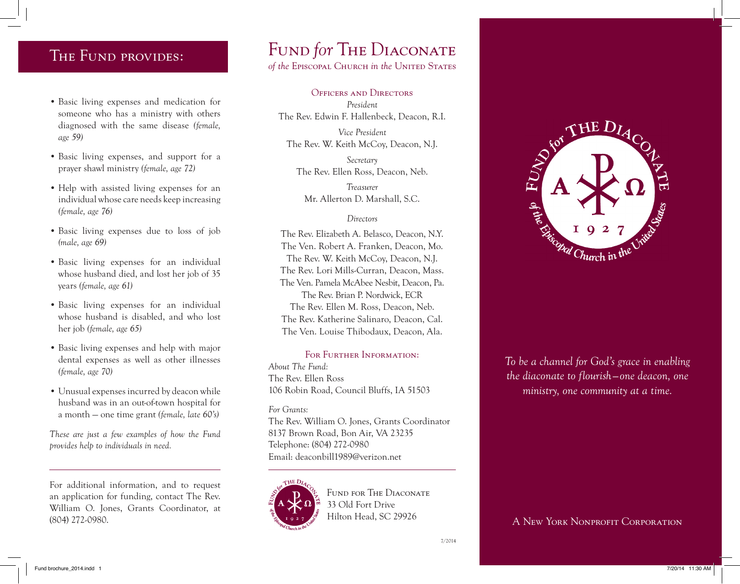## The Fund provides:

- Basic living expenses and medication for someone who has a ministry with others diagnosed with the same disease *(female, age 59)*
- Basic living expenses, and support for a prayer shawl ministry *(female, age 72)*
- Help with assisted living expenses for an individual whose care needs keep increasing *(female, age 76)*
- Basic living expenses due to loss of job *(male, age 69)*
- Basic living expenses for an individual whose husband died, and lost her job of 35 years *(female, age 61)*
- Basic living expenses for an individual whose husband is disabled, and who lost her job *(female, age 65)*
- Basic living expenses and help with major dental expenses as well as other illnesses *(female, age 70)*
- Unusual expenses incurred by deacon while husband was in an out-of-town hospital for a month — one time grant *(female, late 60's)*

*These are just a few examples of how the Fund provides help to individuals in need.*

---

For additional information, and to request an application for funding, contact The Rev. William O. Jones, Grants Coordinator, at (804) 272-0980.

# Fund *for* The Diaconate

*of the* Episcopal Church *in the* United States

### Officers and Directors

*President*
The Rev. Edwin F. Hallenbeck, Deacon, R.I.

*Vice President*
The Rev. W. Keith McCoy, Deacon, N.J.

*Secretary*
The Rev. Ellen Ross, Deacon, Neb.

*Treasurer*
Mr. Allerton D. Marshall, S.C.

*Directors*

The Rev. Elizabeth A. Belasco, Deacon, N.Y.
The Ven. Robert A. Franken, Deacon, Mo.
The Rev. W. Keith McCoy, Deacon, N.J.
The Rev. Lori Mills-Curran, Deacon, Mass.
The Ven. Pamela McAbee Nesbit, Deacon, Pa.
The Rev. Brian P. Nordwick, ECR
The Rev. Ellen M. Ross, Deacon, Neb.
The Rev. Katherine Salinaro, Deacon, Cal.
The Ven. Louise Thibodaux, Deacon, Ala.

### For Further Information:

*About The Fund:*
The Rev. Ellen Ross
106 Robin Road, Council Bluffs, IA 51503

*For Grants:*
The Rev. William O. Jones, Grants Coordinator
8137 Brown Road, Bon Air, VA 23235
Telephone: (804) 272-0980
Email: deaconbill1989@verizon.net

---

Fund for The Diaconate
33 Old Fort Drive
Hilton Head, SC 29926

7/2014

Fund for The Diaconate of the Episcopal Church in the United States
A Ω
1927

*To be a channel for God's grace in enabling the diaconate to flourish—one deacon, one ministry, one community at a time.*

A New York Nonprofit Corporation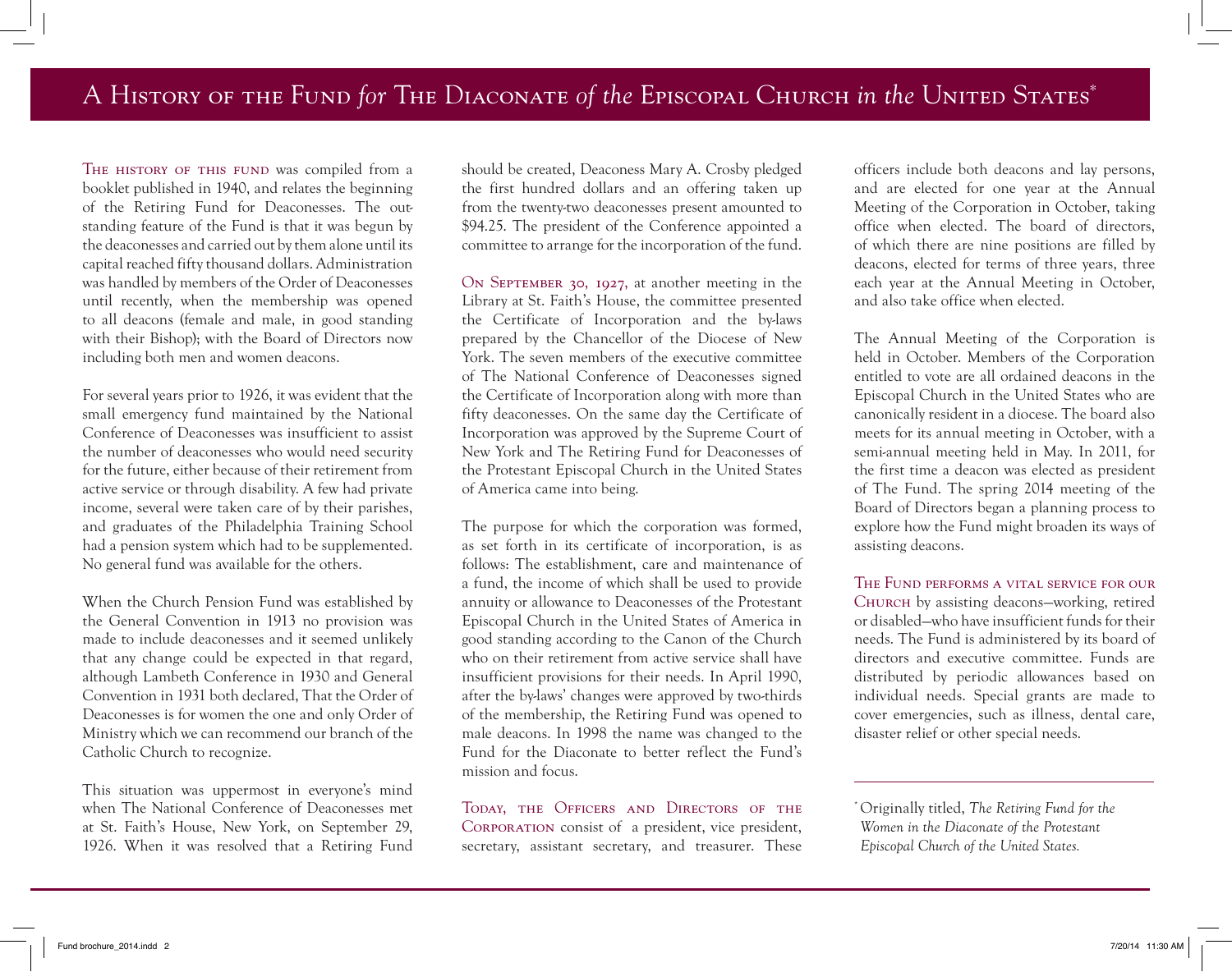# A History of the Fund *for* The Diaconate *of the* Episcopal Church *in the* United States*

The history of this fund was compiled from a booklet published in 1940, and relates the beginning of the Retiring Fund for Deaconesses. The outstanding feature of the Fund is that it was begun by the deaconesses and carried out by them alone until its capital reached fifty thousand dollars. Administration was handled by members of the Order of Deaconesses until recently, when the membership was opened to all deacons (female and male, in good standing with their Bishop); with the Board of Directors now including both men and women deacons.

For several years prior to 1926, it was evident that the small emergency fund maintained by the National Conference of Deaconesses was insufficient to assist the number of deaconesses who would need security for the future, either because of their retirement from active service or through disability. A few had private income, several were taken care of by their parishes, and graduates of the Philadelphia Training School had a pension system which had to be supplemented. No general fund was available for the others.

When the Church Pension Fund was established by the General Convention in 1913 no provision was made to include deaconesses and it seemed unlikely that any change could be expected in that regard, although Lambeth Conference in 1930 and General Convention in 1931 both declared, That the Order of Deaconesses is for women the one and only Order of Ministry which we can recommend our branch of the Catholic Church to recognize.

This situation was uppermost in everyone's mind when The National Conference of Deaconesses met at St. Faith's House, New York, on September 29, 1926. When it was resolved that a Retiring Fund should be created, Deaconess Mary A. Crosby pledged the first hundred dollars and an offering taken up from the twenty-two deaconesses present amounted to $94.25. The president of the Conference appointed a committee to arrange for the incorporation of the fund.

On September 30, 1927, at another meeting in the Library at St. Faith's House, the committee presented the Certificate of Incorporation and the by-laws prepared by the Chancellor of the Diocese of New York. The seven members of the executive committee of The National Conference of Deaconesses signed the Certificate of Incorporation along with more than fifty deaconesses. On the same day the Certificate of Incorporation was approved by the Supreme Court of New York and The Retiring Fund for Deaconesses of the Protestant Episcopal Church in the United States of America came into being.

The purpose for which the corporation was formed, as set forth in its certificate of incorporation, is as follows: The establishment, care and maintenance of a fund, the income of which shall be used to provide annuity or allowance to Deaconesses of the Protestant Episcopal Church in the United States of America in good standing according to the Canon of the Church who on their retirement from active service shall have insufficient provisions for their needs. In April 1990, after the by-laws' changes were approved by two-thirds of the membership, the Retiring Fund was opened to male deacons. In 1998 the name was changed to the Fund for the Diaconate to better reflect the Fund's mission and focus.

Today, the Officers and Directors of the Corporation consist of a president, vice president, secretary, assistant secretary, and treasurer. These officers include both deacons and lay persons, and are elected for one year at the Annual Meeting of the Corporation in October, taking office when elected. The board of directors, of which there are nine positions are filled by deacons, elected for terms of three years, three each year at the Annual Meeting in October, and also take office when elected.

The Annual Meeting of the Corporation is held in October. Members of the Corporation entitled to vote are all ordained deacons in the Episcopal Church in the United States who are canonically resident in a diocese. The board also meets for its annual meeting in October, with a semi-annual meeting held in May. In 2011, for the first time a deacon was elected as president of The Fund. The spring 2014 meeting of the Board of Directors began a planning process to explore how the Fund might broaden its ways of assisting deacons.

The Fund performs a vital service for our Church by assisting deacons—working, retired or disabled—who have insufficient funds for their needs. The Fund is administered by its board of directors and executive committee. Funds are distributed by periodic allowances based on individual needs. Special grants are made to cover emergencies, such as illness, dental care, disaster relief or other special needs.

---

* Originally titled, *The Retiring Fund for the Women in the Diaconate of the Protestant Episcopal Church of the United States.*